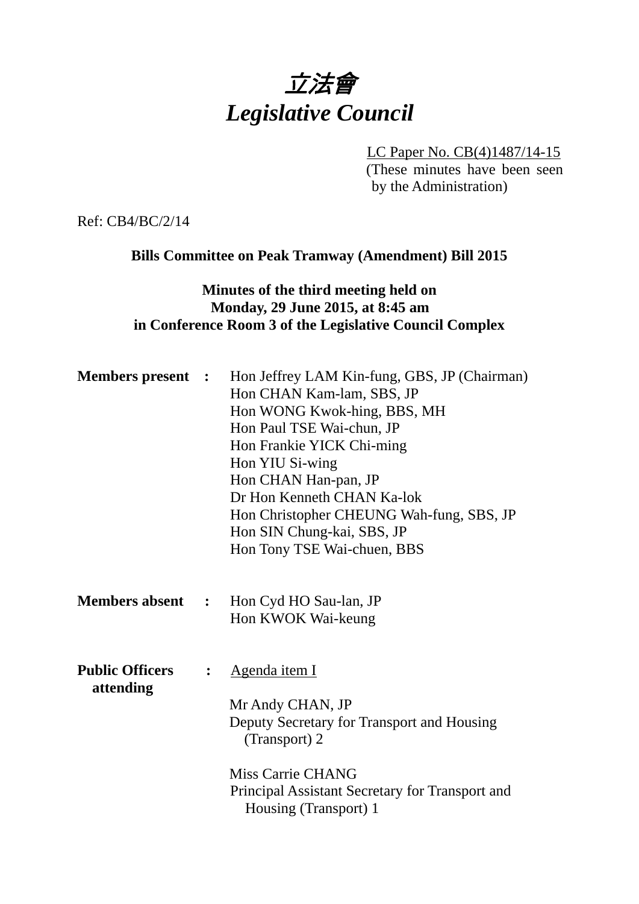# *立法會*
# *Legislative Council*

LC Paper No. CB(4)1487/14-15
(These minutes have been seen by the Administration)

Ref: CB4/BC/2/14

**Bills Committee on Peak Tramway (Amendment) Bill 2015**

**Minutes of the third meeting held on Monday, 29 June 2015, at 8:45 am in Conference Room 3 of the Legislative Council Complex**

**Members present :**

Hon Jeffrey LAM Kin-fung, GBS, JP (Chairman)
Hon CHAN Kam-lam, SBS, JP
Hon WONG Kwok-hing, BBS, MH
Hon Paul TSE Wai-chun, JP
Hon Frankie YICK Chi-ming
Hon YIU Si-wing
Hon CHAN Han-pan, JP
Dr Hon Kenneth CHAN Ka-lok
Hon Christopher CHEUNG Wah-fung, SBS, JP
Hon SIN Chung-kai, SBS, JP
Hon Tony TSE Wai-chuen, BBS

**Members absent :**

Hon Cyd HO Sau-lan, JP
Hon KWOK Wai-keung

**Public Officers attending :**

Agenda item I

Mr Andy CHAN, JP
Deputy Secretary for Transport and Housing (Transport) 2

Miss Carrie CHANG
Principal Assistant Secretary for Transport and Housing (Transport) 1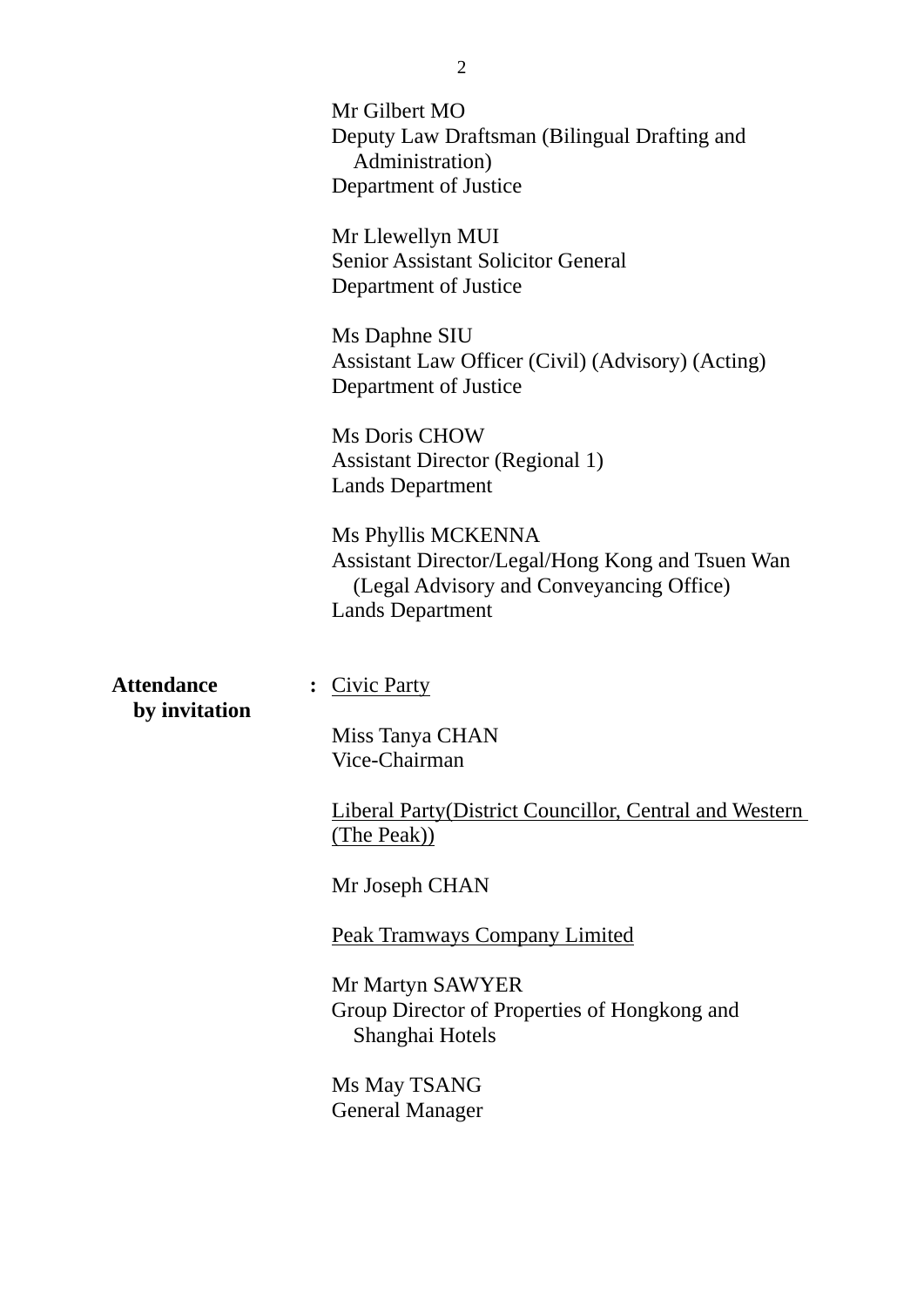Mr Gilbert MO
Deputy Law Draftsman (Bilingual Drafting and Administration)
Department of Justice

Mr Llewellyn MUI
Senior Assistant Solicitor General
Department of Justice

Ms Daphne SIU
Assistant Law Officer (Civil) (Advisory) (Acting)
Department of Justice

Ms Doris CHOW
Assistant Director (Regional 1)
Lands Department

Ms Phyllis MCKENNA
Assistant Director/Legal/Hong Kong and Tsuen Wan (Legal Advisory and Conveyancing Office)
Lands Department

**Attendance by invitation** : Civic Party

Miss Tanya CHAN
Vice-Chairman

Liberal Party(District Councillor, Central and Western (The Peak))

Mr Joseph CHAN

Peak Tramways Company Limited

Mr Martyn SAWYER
Group Director of Properties of Hongkong and Shanghai Hotels

Ms May TSANG
General Manager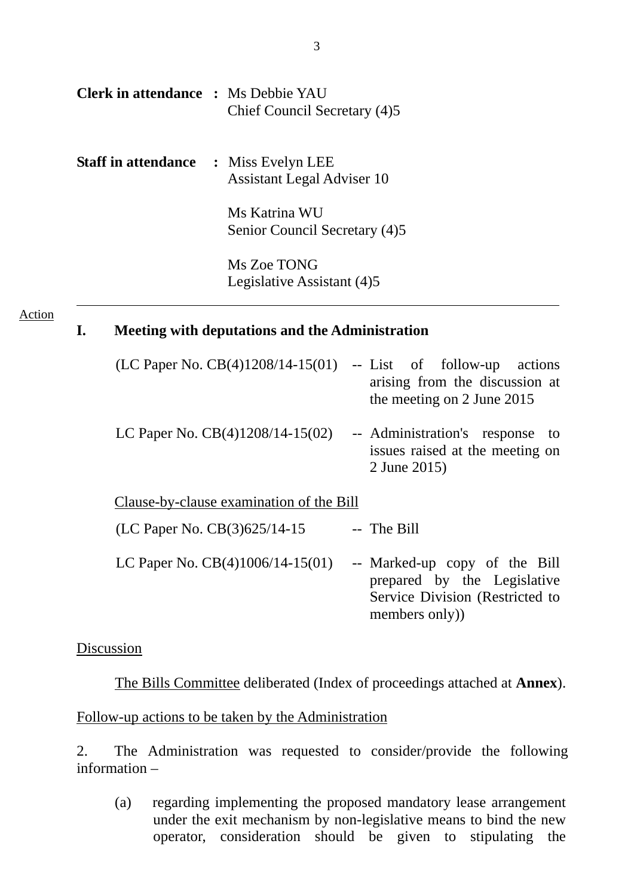**Clerk in attendance** : Ms Debbie YAU
Chief Council Secretary (4)5

**Staff in attendance** : Miss Evelyn LEE
Assistant Legal Adviser 10

Ms Katrina WU
Senior Council Secretary (4)5

Ms Zoe TONG
Legislative Assistant (4)5

---

Action

## I. Meeting with deputations and the Administration

(LC Paper No. CB(4)1208/14-15(01) -- List of follow-up actions arising from the discussion at the meeting on 2 June 2015

LC Paper No. CB(4)1208/14-15(02) -- Administration's response to issues raised at the meeting on 2 June 2015)

Clause-by-clause examination of the Bill

(LC Paper No. CB(3)625/14-15 -- The Bill

LC Paper No. CB(4)1006/14-15(01) -- Marked-up copy of the Bill prepared by the Legislative Service Division (Restricted to members only))

Discussion

The Bills Committee deliberated (Index of proceedings attached at **Annex**).

Follow-up actions to be taken by the Administration

2. The Administration was requested to consider/provide the following information –

(a) regarding implementing the proposed mandatory lease arrangement under the exit mechanism by non-legislative means to bind the new operator, consideration should be given to stipulating the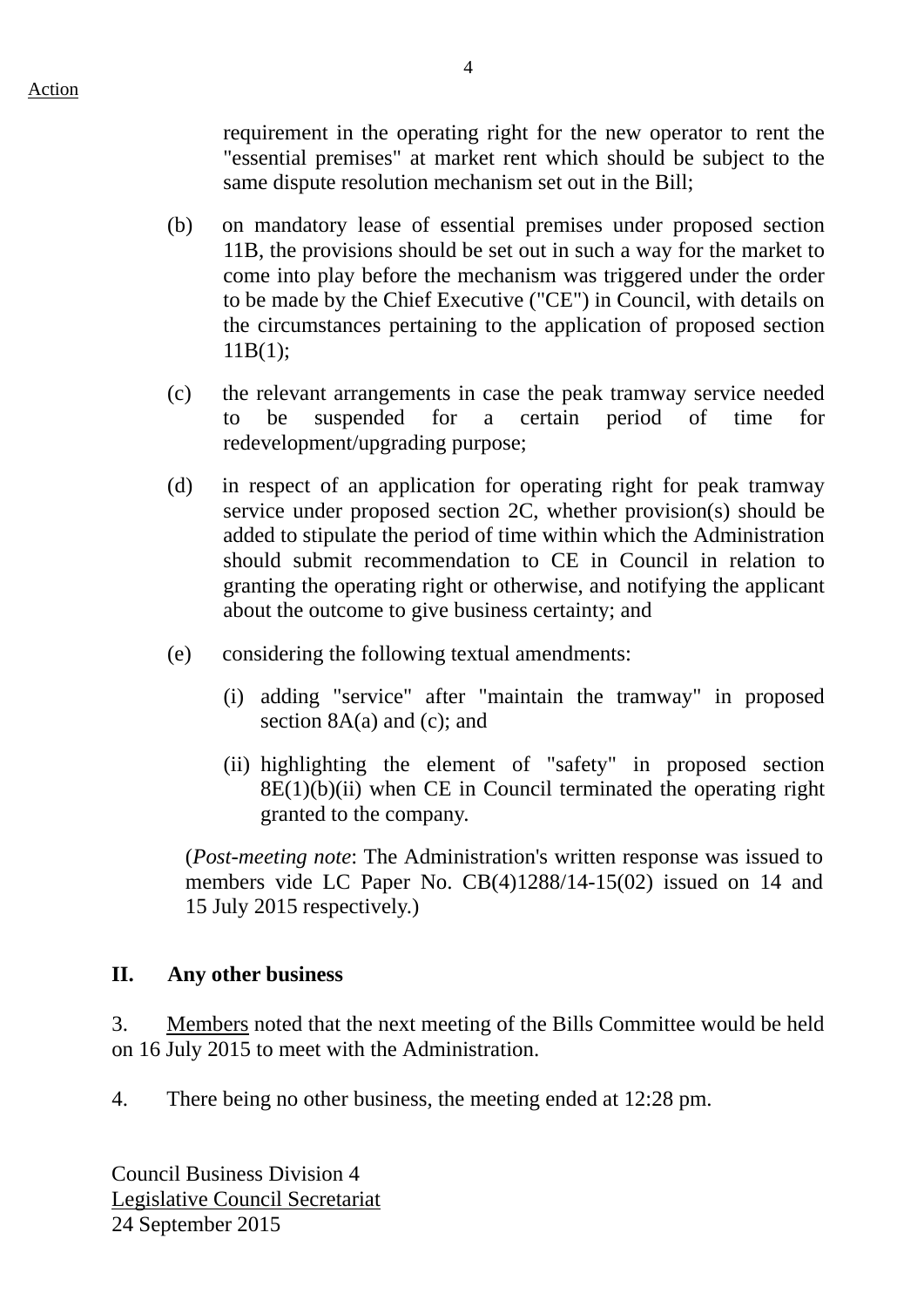Action

requirement in the operating right for the new operator to rent the "essential premises" at market rent which should be subject to the same dispute resolution mechanism set out in the Bill;

(b) on mandatory lease of essential premises under proposed section 11B, the provisions should be set out in such a way for the market to come into play before the mechanism was triggered under the order to be made by the Chief Executive ("CE") in Council, with details on the circumstances pertaining to the application of proposed section 11B(1);

(c) the relevant arrangements in case the peak tramway service needed to be suspended for a certain period of time for redevelopment/upgrading purpose;

(d) in respect of an application for operating right for peak tramway service under proposed section 2C, whether provision(s) should be added to stipulate the period of time within which the Administration should submit recommendation to CE in Council in relation to granting the operating right or otherwise, and notifying the applicant about the outcome to give business certainty; and

(e) considering the following textual amendments:

(i) adding "service" after "maintain the tramway" in proposed section 8A(a) and (c); and

(ii) highlighting the element of "safety" in proposed section 8E(1)(b)(ii) when CE in Council terminated the operating right granted to the company.

(*Post-meeting note*: The Administration's written response was issued to members vide LC Paper No. CB(4)1288/14-15(02) issued on 14 and 15 July 2015 respectively.)

## II. Any other business

3. Members noted that the next meeting of the Bills Committee would be held on 16 July 2015 to meet with the Administration.

4. There being no other business, the meeting ended at 12:28 pm.

Council Business Division 4
Legislative Council Secretariat
24 September 2015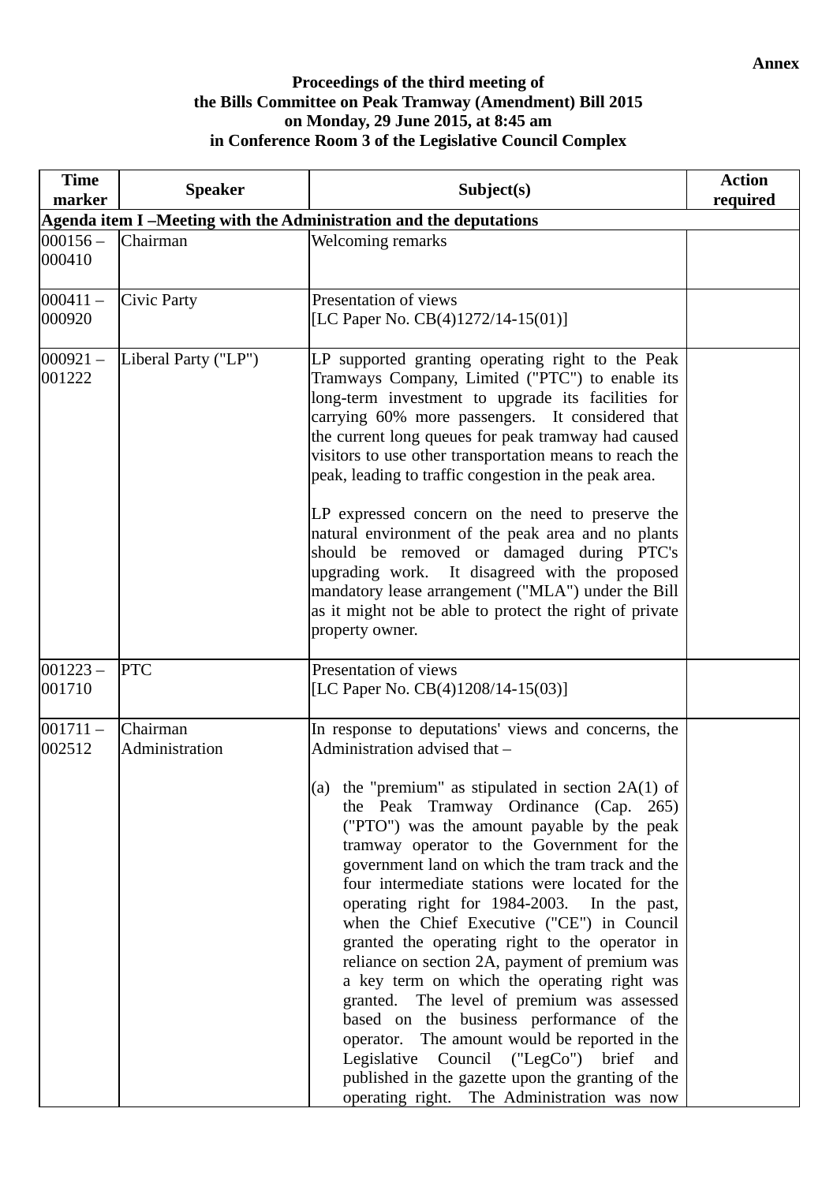**Annex**

**Proceedings of the third meeting of**
**the Bills Committee on Peak Tramway (Amendment) Bill 2015**
**on Monday, 29 June 2015, at 8:45 am**
**in Conference Room 3 of the Legislative Council Complex**

| Time marker | Speaker | Subject(s) | Action required |
|---|---|---|---|
| **Agenda item I –Meeting with the Administration and the deputations** | | | |
| 000156 – 000410 | Chairman | Welcoming remarks | |
| 000411 – 000920 | Civic Party | Presentation of views<br>[LC Paper No. CB(4)1272/14-15(01)] | |
| 000921 – 001222 | Liberal Party ("LP") | LP supported granting operating right to the Peak Tramways Company, Limited ("PTC") to enable its long-term investment to upgrade its facilities for carrying 60% more passengers. It considered that the current long queues for peak tramway had caused visitors to use other transportation means to reach the peak, leading to traffic congestion in the peak area.<br><br>LP expressed concern on the need to preserve the natural environment of the peak area and no plants should be removed or damaged during PTC's upgrading work. It disagreed with the proposed mandatory lease arrangement ("MLA") under the Bill as it might not be able to protect the right of private property owner. | |
| 001223 – 001710 | PTC | Presentation of views<br>[LC Paper No. CB(4)1208/14-15(03)] | |
| 001711 – 002512 | Chairman<br>Administration | In response to deputations' views and concerns, the Administration advised that –<br><br>(a) the "premium" as stipulated in section 2A(1) of the Peak Tramway Ordinance (Cap. 265) ("PTO") was the amount payable by the peak tramway operator to the Government for the government land on which the tram track and the four intermediate stations were located for the operating right for 1984-2003. In the past, when the Chief Executive ("CE") in Council granted the operating right to the operator in reliance on section 2A, payment of premium was a key term on which the operating right was granted. The level of premium was assessed based on the business performance of the operator. The amount would be reported in the Legislative Council ("LegCo") brief and published in the gazette upon the granting of the operating right. The Administration was now | |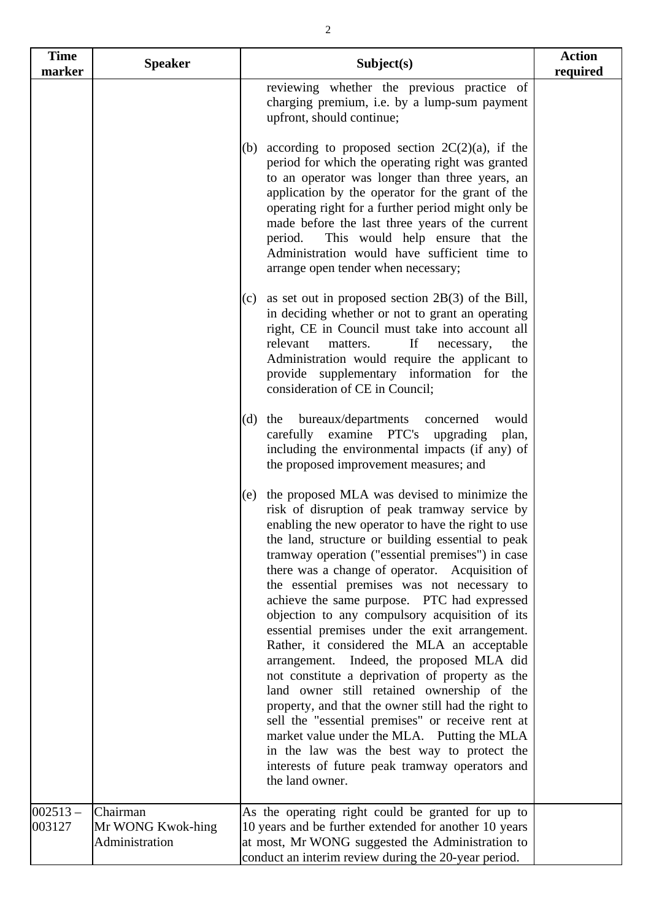| Time marker | Speaker | Subject(s) | Action required |
|---|---|---|---|
| | | reviewing whether the previous practice of charging premium, i.e. by a lump-sum payment upfront, should continue;<br><br>(b) according to proposed section 2C(2)(a), if the period for which the operating right was granted to an operator was longer than three years, an application by the operator for the grant of the operating right for a further period might only be made before the last three years of the current period. This would help ensure that the Administration would have sufficient time to arrange open tender when necessary;<br><br>(c) as set out in proposed section 2B(3) of the Bill, in deciding whether or not to grant an operating right, CE in Council must take into account all relevant matters. If necessary, the Administration would require the applicant to provide supplementary information for the consideration of CE in Council;<br><br>(d) the bureaux/departments concerned would carefully examine PTC's upgrading plan, including the environmental impacts (if any) of the proposed improvement measures; and<br><br>(e) the proposed MLA was devised to minimize the risk of disruption of peak tramway service by enabling the new operator to have the right to use the land, structure or building essential to peak tramway operation ("essential premises") in case there was a change of operator. Acquisition of the essential premises was not necessary to achieve the same purpose. PTC had expressed objection to any compulsory acquisition of its essential premises under the exit arrangement. Rather, it considered the MLA an acceptable arrangement. Indeed, the proposed MLA did not constitute a deprivation of property as the land owner still retained ownership of the property, and that the owner still had the right to sell the "essential premises" or receive rent at market value under the MLA. Putting the MLA in the law was the best way to protect the interests of future peak tramway operators and the land owner. | |
| 002513 – 003127 | Chairman<br>Mr WONG Kwok-hing<br>Administration | As the operating right could be granted for up to 10 years and be further extended for another 10 years at most, Mr WONG suggested the Administration to conduct an interim review during the 20-year period. | |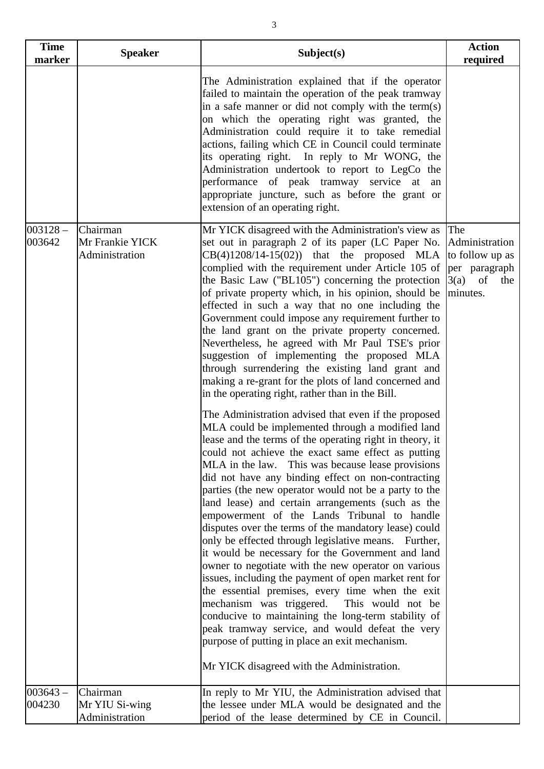| Time marker | Speaker | Subject(s) | Action required |
|---|---|---|---|
| | | The Administration explained that if the operator failed to maintain the operation of the peak tramway in a safe manner or did not comply with the term(s) on which the operating right was granted, the Administration could require it to take remedial actions, failing which CE in Council could terminate its operating right. In reply to Mr WONG, the Administration undertook to report to LegCo the performance of peak tramway service at an appropriate juncture, such as before the grant or extension of an operating right. | |
| 003128 – 003642 | Chairman<br>Mr Frankie YICK<br>Administration | Mr YICK disagreed with the Administration's view as set out in paragraph 2 of its paper (LC Paper No. CB(4)1208/14-15(02)) that the proposed MLA complied with the requirement under Article 105 of the Basic Law ("BL105") concerning the protection of private property which, in his opinion, should be effected in such a way that no one including the Government could impose any requirement further to the land grant on the private property concerned. Nevertheless, he agreed with Mr Paul TSE's prior suggestion of implementing the proposed MLA through surrendering the existing land grant and making a re-grant for the plots of land concerned and in the operating right, rather than in the Bill.<br><br>The Administration advised that even if the proposed MLA could be implemented through a modified land lease and the terms of the operating right in theory, it could not achieve the exact same effect as putting MLA in the law. This was because lease provisions did not have any binding effect on non-contracting parties (the new operator would not be a party to the land lease) and certain arrangements (such as the empowerment of the Lands Tribunal to handle disputes over the terms of the mandatory lease) could only be effected through legislative means. Further, it would be necessary for the Government and land owner to negotiate with the new operator on various issues, including the payment of open market rent for the essential premises, every time when the exit mechanism was triggered. This would not be conducive to maintaining the long-term stability of peak tramway service, and would defeat the very purpose of putting in place an exit mechanism.<br><br>Mr YICK disagreed with the Administration. | The Administration to follow up as per paragraph 3(a) of the minutes. |
| 003643 – 004230 | Chairman<br>Mr YIU Si-wing<br>Administration | In reply to Mr YIU, the Administration advised that the lessee under MLA would be designated and the period of the lease determined by CE in Council. | |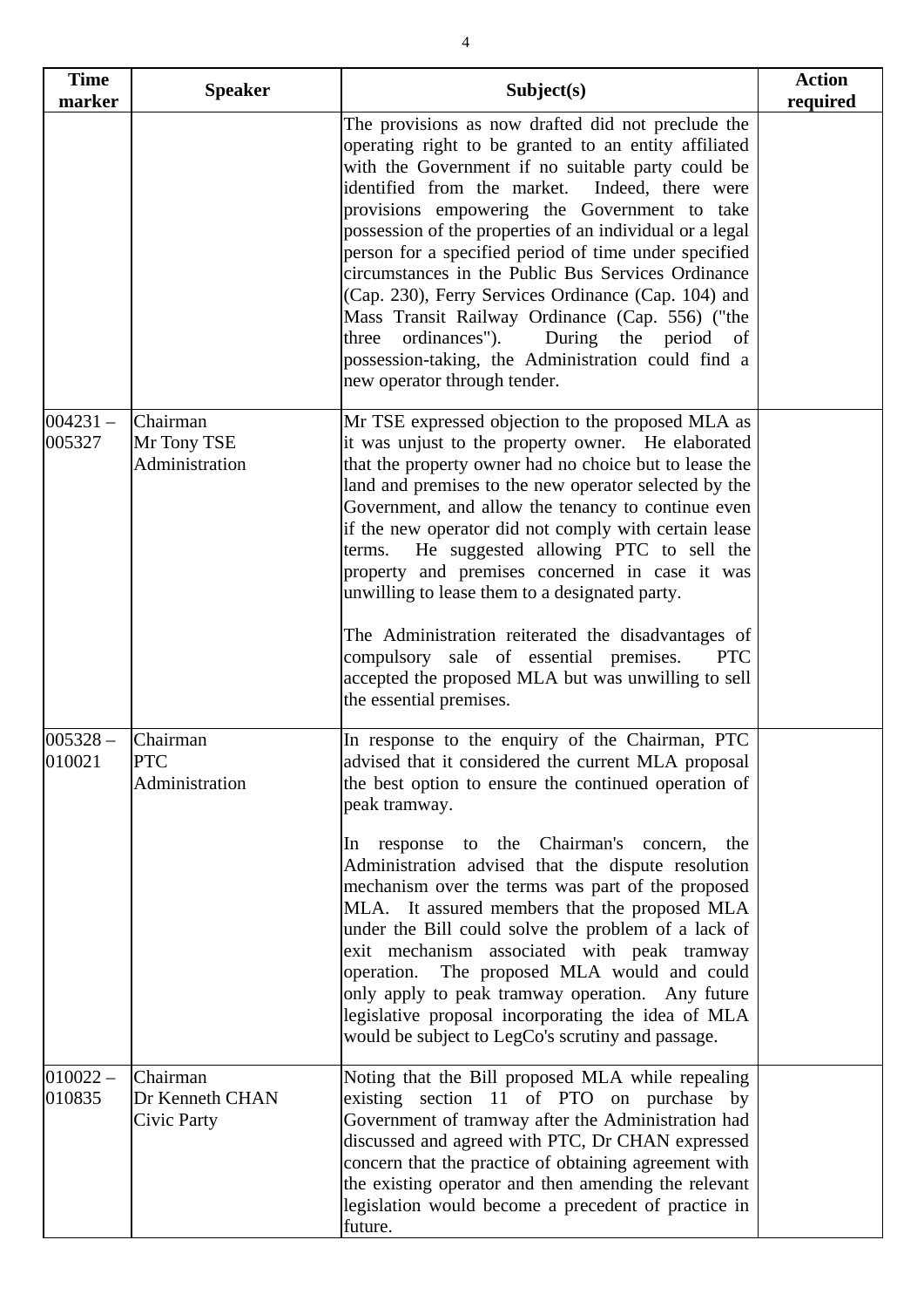| Time marker | Speaker | Subject(s) | Action required |
|---|---|---|---|
| | | The provisions as now drafted did not preclude the operating right to be granted to an entity affiliated with the Government if no suitable party could be identified from the market. Indeed, there were provisions empowering the Government to take possession of the properties of an individual or a legal person for a specified period of time under specified circumstances in the Public Bus Services Ordinance (Cap. 230), Ferry Services Ordinance (Cap. 104) and Mass Transit Railway Ordinance (Cap. 556) ("the three ordinances"). During the period of possession-taking, the Administration could find a new operator through tender. | |
| 004231 – 005327 | Chairman<br>Mr Tony TSE<br>Administration | Mr TSE expressed objection to the proposed MLA as it was unjust to the property owner. He elaborated that the property owner had no choice but to lease the land and premises to the new operator selected by the Government, and allow the tenancy to continue even if the new operator did not comply with certain lease terms. He suggested allowing PTC to sell the property and premises concerned in case it was unwilling to lease them to a designated party.<br><br>The Administration reiterated the disadvantages of compulsory sale of essential premises. PTC accepted the proposed MLA but was unwilling to sell the essential premises. | |
| 005328 – 010021 | Chairman<br>PTC<br>Administration | In response to the enquiry of the Chairman, PTC advised that it considered the current MLA proposal the best option to ensure the continued operation of peak tramway.<br><br>In response to the Chairman's concern, the Administration advised that the dispute resolution mechanism over the terms was part of the proposed MLA. It assured members that the proposed MLA under the Bill could solve the problem of a lack of exit mechanism associated with peak tramway operation. The proposed MLA would and could only apply to peak tramway operation. Any future legislative proposal incorporating the idea of MLA would be subject to LegCo's scrutiny and passage. | |
| 010022 – 010835 | Chairman<br>Dr Kenneth CHAN<br>Civic Party | Noting that the Bill proposed MLA while repealing existing section 11 of PTO on purchase by Government of tramway after the Administration had discussed and agreed with PTC, Dr CHAN expressed concern that the practice of obtaining agreement with the existing operator and then amending the relevant legislation would become a precedent of practice in future. | |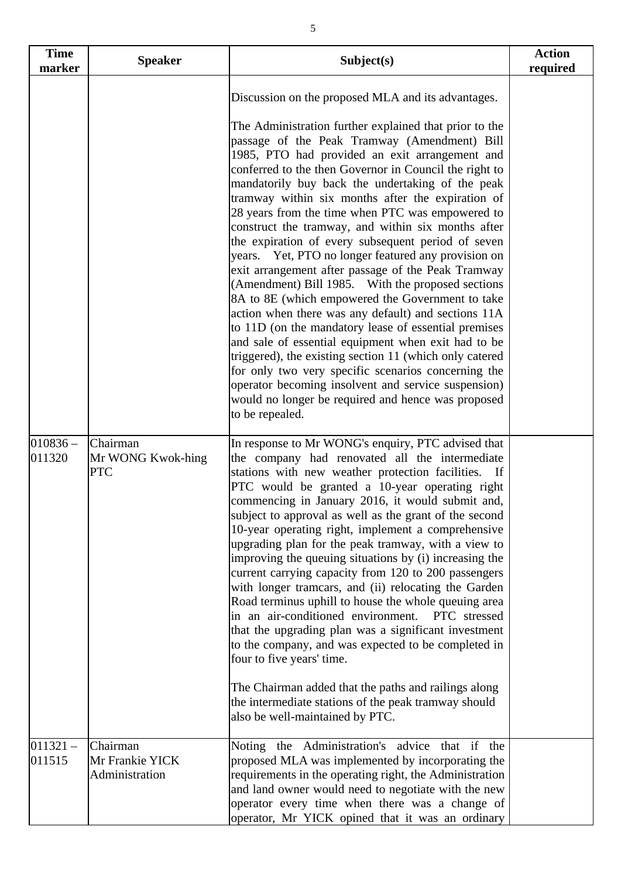| Time marker | Speaker | Subject(s) | Action required |
|---|---|---|---|
| | | Discussion on the proposed MLA and its advantages.<br><br>The Administration further explained that prior to the passage of the Peak Tramway (Amendment) Bill 1985, PTO had provided an exit arrangement and conferred to the then Governor in Council the right to mandatorily buy back the undertaking of the peak tramway within six months after the expiration of 28 years from the time when PTC was empowered to construct the tramway, and within six months after the expiration of every subsequent period of seven years. Yet, PTO no longer featured any provision on exit arrangement after passage of the Peak Tramway (Amendment) Bill 1985. With the proposed sections 8A to 8E (which empowered the Government to take action when there was any default) and sections 11A to 11D (on the mandatory lease of essential premises and sale of essential equipment when exit had to be triggered), the existing section 11 (which only catered for only two very specific scenarios concerning the operator becoming insolvent and service suspension) would no longer be required and hence was proposed to be repealed. | |
| 010836 – 011320 | Chairman<br>Mr WONG Kwok-hing<br>PTC | In response to Mr WONG's enquiry, PTC advised that the company had renovated all the intermediate stations with new weather protection facilities. If PTC would be granted a 10-year operating right commencing in January 2016, it would submit and, subject to approval as well as the grant of the second 10-year operating right, implement a comprehensive upgrading plan for the peak tramway, with a view to improving the queuing situations by (i) increasing the current carrying capacity from 120 to 200 passengers with longer tramcars, and (ii) relocating the Garden Road terminus uphill to house the whole queuing area in an air-conditioned environment. PTC stressed that the upgrading plan was a significant investment to the company, and was expected to be completed in four to five years' time.<br><br>The Chairman added that the paths and railings along the intermediate stations of the peak tramway should also be well-maintained by PTC. | |
| 011321 – 011515 | Chairman<br>Mr Frankie YICK<br>Administration | Noting the Administration's advice that if the proposed MLA was implemented by incorporating the requirements in the operating right, the Administration and land owner would need to negotiate with the new operator every time when there was a change of operator, Mr YICK opined that it was an ordinary | |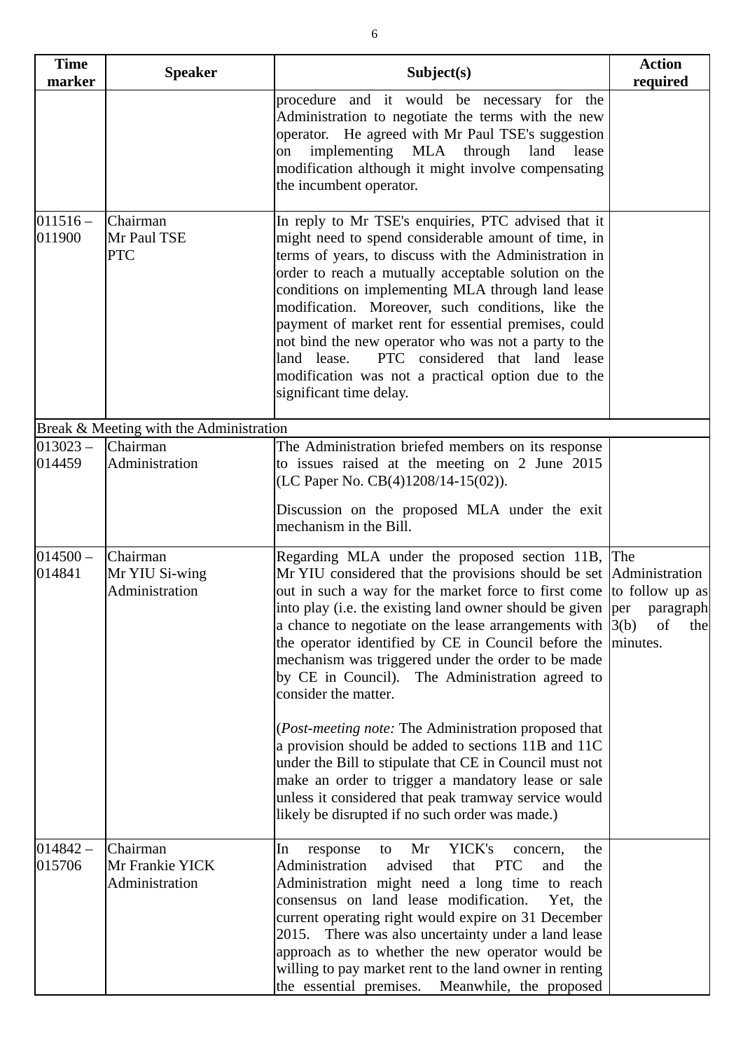| Time marker | Speaker | Subject(s) | Action required |
|---|---|---|---|
| | | procedure and it would be necessary for the Administration to negotiate the terms with the new operator. He agreed with Mr Paul TSE's suggestion on implementing MLA through land lease modification although it might involve compensating the incumbent operator. | |
| 011516 – 011900 | Chairman<br>Mr Paul TSE<br>PTC | In reply to Mr TSE's enquiries, PTC advised that it might need to spend considerable amount of time, in terms of years, to discuss with the Administration in order to reach a mutually acceptable solution on the conditions on implementing MLA through land lease modification. Moreover, such conditions, like the payment of market rent for essential premises, could not bind the new operator who was not a party to the land lease. PTC considered that land lease modification was not a practical option due to the significant time delay. | |
| Break & Meeting with the Administration | | | |
| 013023 – 014459 | Chairman<br>Administration | The Administration briefed members on its response to issues raised at the meeting on 2 June 2015 (LC Paper No. CB(4)1208/14-15(02)).<br><br>Discussion on the proposed MLA under the exit mechanism in the Bill. | |
| 014500 – 014841 | Chairman<br>Mr YIU Si-wing<br>Administration | Regarding MLA under the proposed section 11B, Mr YIU considered that the provisions should be set out in such a way for the market force to first come into play (i.e. the existing land owner should be given a chance to negotiate on the lease arrangements with the operator identified by CE in Council before the mechanism was triggered under the order to be made by CE in Council). The Administration agreed to consider the matter.<br><br>(*Post-meeting note:* The Administration proposed that a provision should be added to sections 11B and 11C under the Bill to stipulate that CE in Council must not make an order to trigger a mandatory lease or sale unless it considered that peak tramway service would likely be disrupted if no such order was made.) | The Administration to follow up as per paragraph 3(b) of the minutes. |
| 014842 – 015706 | Chairman<br>Mr Frankie YICK<br>Administration | In response to Mr YICK's concern, the Administration advised that PTC and the Administration might need a long time to reach consensus on land lease modification. Yet, the current operating right would expire on 31 December 2015. There was also uncertainty under a land lease approach as to whether the new operator would be willing to pay market rent to the land owner in renting the essential premises. Meanwhile, the proposed | |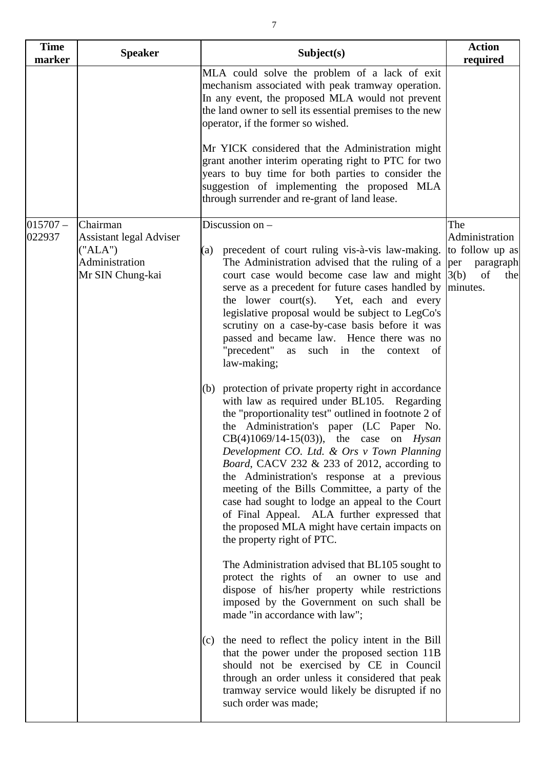| Time marker | Speaker | Subject(s) | Action required |
|---|---|---|---|
| | | MLA could solve the problem of a lack of exit mechanism associated with peak tramway operation. In any event, the proposed MLA would not prevent the land owner to sell its essential premises to the new operator, if the former so wished.<br><br>Mr YICK considered that the Administration might grant another interim operating right to PTC for two years to buy time for both parties to consider the suggestion of implementing the proposed MLA through surrender and re-grant of land lease. | |
| 015707 – 022937 | Chairman<br>Assistant legal Adviser ("ALA")<br>Administration<br>Mr SIN Chung-kai | Discussion on –<br><br>(a) precedent of court ruling vis-à-vis law-making. The Administration advised that the ruling of a court case would become case law and might serve as a precedent for future cases handled by the lower court(s). Yet, each and every legislative proposal would be subject to LegCo's scrutiny on a case-by-case basis before it was passed and became law. Hence there was no "precedent" as such in the context of law-making;<br><br>(b) protection of private property right in accordance with law as required under BL105. Regarding the "proportionality test" outlined in footnote 2 of the Administration's paper (LC Paper No. CB(4)1069/14-15(03)), the case on *Hysan Development CO. Ltd. & Ors v Town Planning Board*, CACV 232 & 233 of 2012, according to the Administration's response at a previous meeting of the Bills Committee, a party of the case had sought to lodge an appeal to the Court of Final Appeal. ALA further expressed that the proposed MLA might have certain impacts on the property right of PTC.<br><br>The Administration advised that BL105 sought to protect the rights of an owner to use and dispose of his/her property while restrictions imposed by the Government on such shall be made "in accordance with law";<br><br>(c) the need to reflect the policy intent in the Bill that the power under the proposed section 11B should not be exercised by CE in Council through an order unless it considered that peak tramway service would likely be disrupted if no such order was made; | The Administration to follow up as per paragraph 3(b) of the minutes. |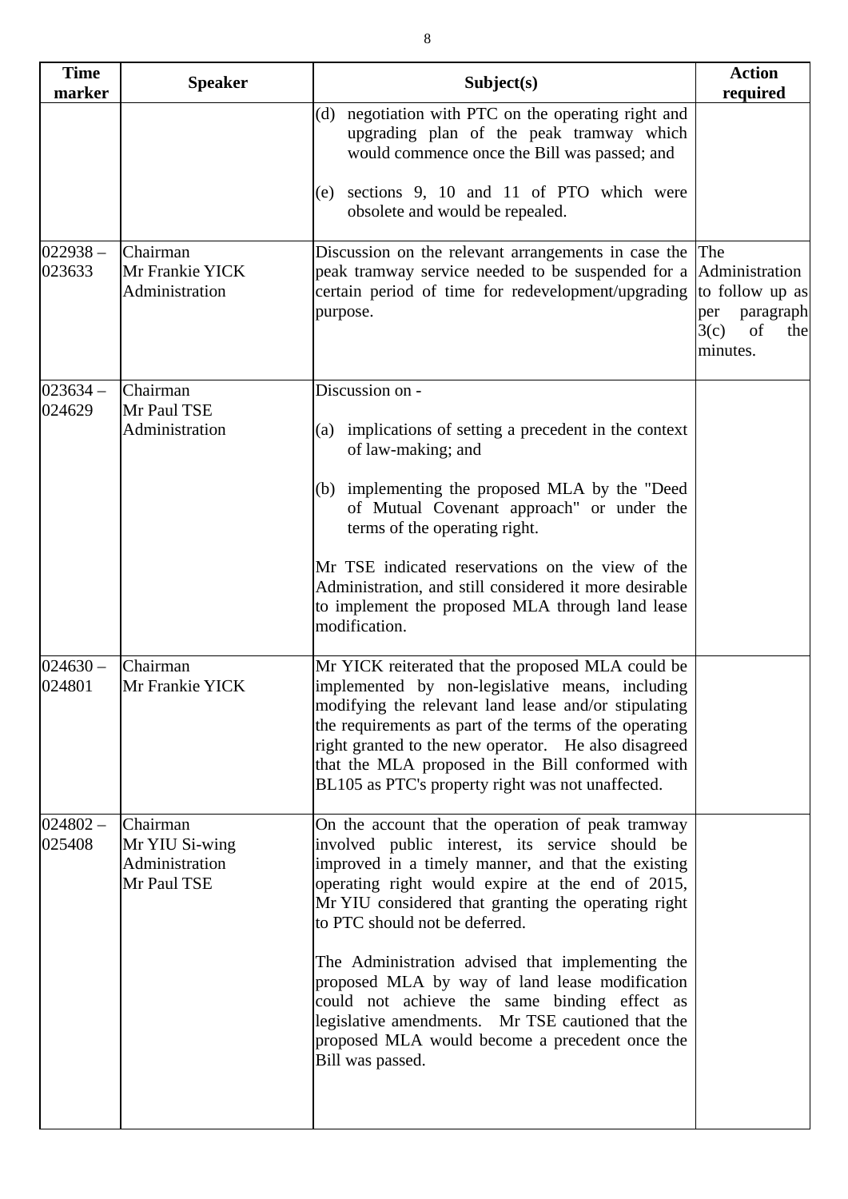| Time marker | Speaker | Subject(s) | Action required |
|---|---|---|---|
| | | (d) negotiation with PTC on the operating right and upgrading plan of the peak tramway which would commence once the Bill was passed; and<br><br>(e) sections 9, 10 and 11 of PTO which were obsolete and would be repealed. | |
| 022938 – 023633 | Chairman<br>Mr Frankie YICK<br>Administration | Discussion on the relevant arrangements in case the peak tramway service needed to be suspended for a certain period of time for redevelopment/upgrading purpose. | The Administration to follow up as per paragraph 3(c) of the minutes. |
| 023634 – 024629 | Chairman<br>Mr Paul TSE<br>Administration | Discussion on -<br><br>(a) implications of setting a precedent in the context of law-making; and<br><br>(b) implementing the proposed MLA by the "Deed of Mutual Covenant approach" or under the terms of the operating right.<br><br>Mr TSE indicated reservations on the view of the Administration, and still considered it more desirable to implement the proposed MLA through land lease modification. | |
| 024630 – 024801 | Chairman<br>Mr Frankie YICK | Mr YICK reiterated that the proposed MLA could be implemented by non-legislative means, including modifying the relevant land lease and/or stipulating the requirements as part of the terms of the operating right granted to the new operator. He also disagreed that the MLA proposed in the Bill conformed with BL105 as PTC's property right was not unaffected. | |
| 024802 – 025408 | Chairman<br>Mr YIU Si-wing<br>Administration<br>Mr Paul TSE | On the account that the operation of peak tramway involved public interest, its service should be improved in a timely manner, and that the existing operating right would expire at the end of 2015, Mr YIU considered that granting the operating right to PTC should not be deferred.<br><br>The Administration advised that implementing the proposed MLA by way of land lease modification could not achieve the same binding effect as legislative amendments. Mr TSE cautioned that the proposed MLA would become a precedent once the Bill was passed. | |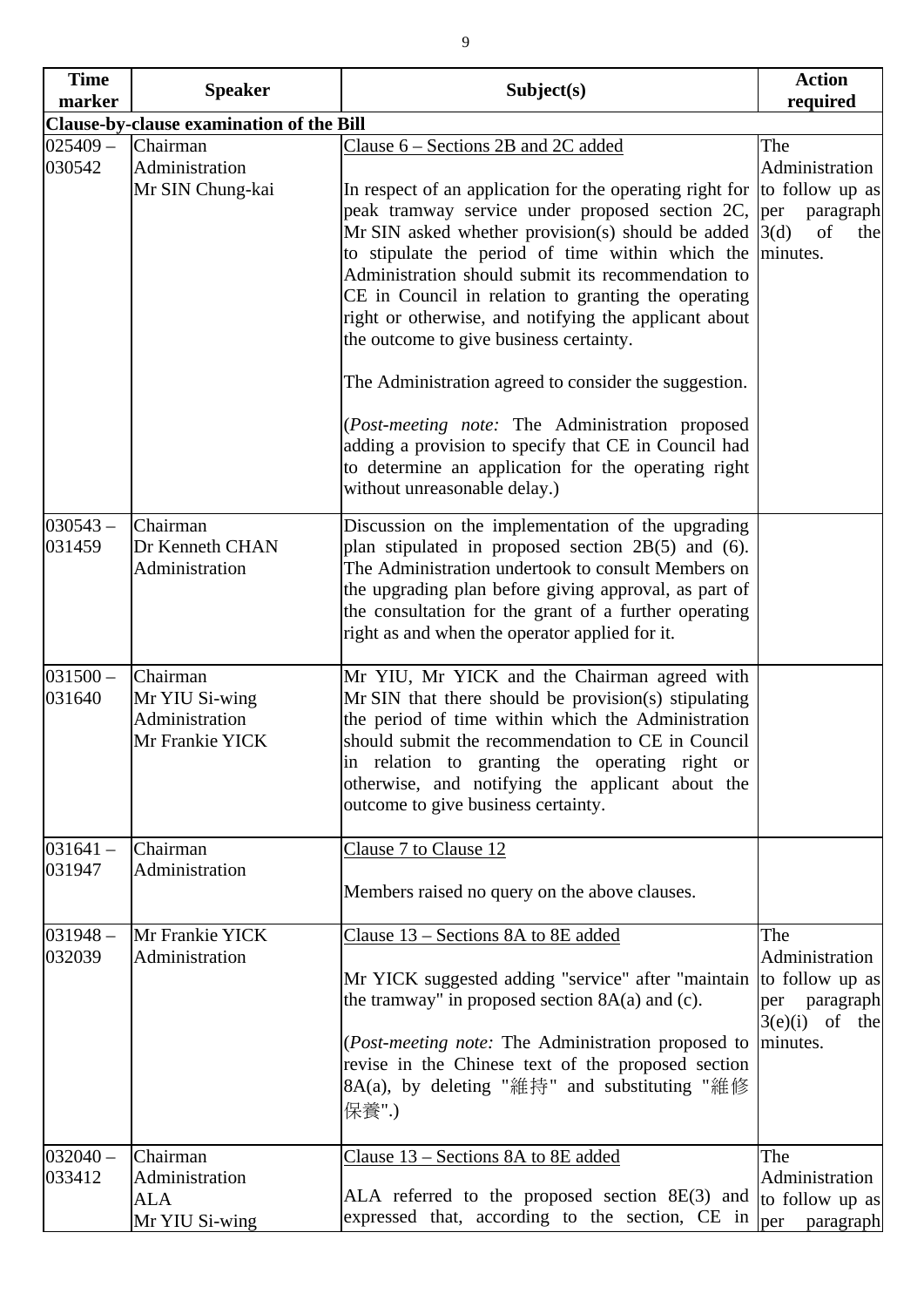| Time marker | Speaker | Subject(s) | Action required |
|---|---|---|---|
| **Clause-by-clause examination of the Bill** | | | |
| 025409 – 030542 | Chairman<br>Administration<br>Mr SIN Chung-kai | Clause 6 – Sections 2B and 2C added<br><br>In respect of an application for the operating right for peak tramway service under proposed section 2C, Mr SIN asked whether provision(s) should be added to stipulate the period of time within which the Administration should submit its recommendation to CE in Council in relation to granting the operating right or otherwise, and notifying the applicant about the outcome to give business certainty.<br><br>The Administration agreed to consider the suggestion.<br><br>(*Post-meeting note:* The Administration proposed adding a provision to specify that CE in Council had to determine an application for the operating right without unreasonable delay.) | The Administration to follow up as per paragraph 3(d) of the minutes. |
| 030543 – 031459 | Chairman<br>Dr Kenneth CHAN<br>Administration | Discussion on the implementation of the upgrading plan stipulated in proposed section 2B(5) and (6). The Administration undertook to consult Members on the upgrading plan before giving approval, as part of the consultation for the grant of a further operating right as and when the operator applied for it. | |
| 031500 – 031640 | Chairman<br>Mr YIU Si-wing<br>Administration<br>Mr Frankie YICK | Mr YIU, Mr YICK and the Chairman agreed with Mr SIN that there should be provision(s) stipulating the period of time within which the Administration should submit the recommendation to CE in Council in relation to granting the operating right or otherwise, and notifying the applicant about the outcome to give business certainty. | |
| 031641 – 031947 | Chairman<br>Administration | Clause 7 to Clause 12<br><br>Members raised no query on the above clauses. | |
| 031948 – 032039 | Mr Frankie YICK<br>Administration | Clause 13 – Sections 8A to 8E added<br><br>Mr YICK suggested adding "service" after "maintain the tramway" in proposed section 8A(a) and (c).<br><br>(*Post-meeting note:* The Administration proposed to revise in the Chinese text of the proposed section 8A(a), by deleting "維持" and substituting "維修保養".) | The Administration to follow up as per paragraph 3(e)(i) of the minutes. |
| 032040 – 033412 | Chairman<br>Administration<br>ALA<br>Mr YIU Si-wing | Clause 13 – Sections 8A to 8E added<br><br>ALA referred to the proposed section 8E(3) and expressed that, according to the section, CE in | The Administration to follow up as per paragraph |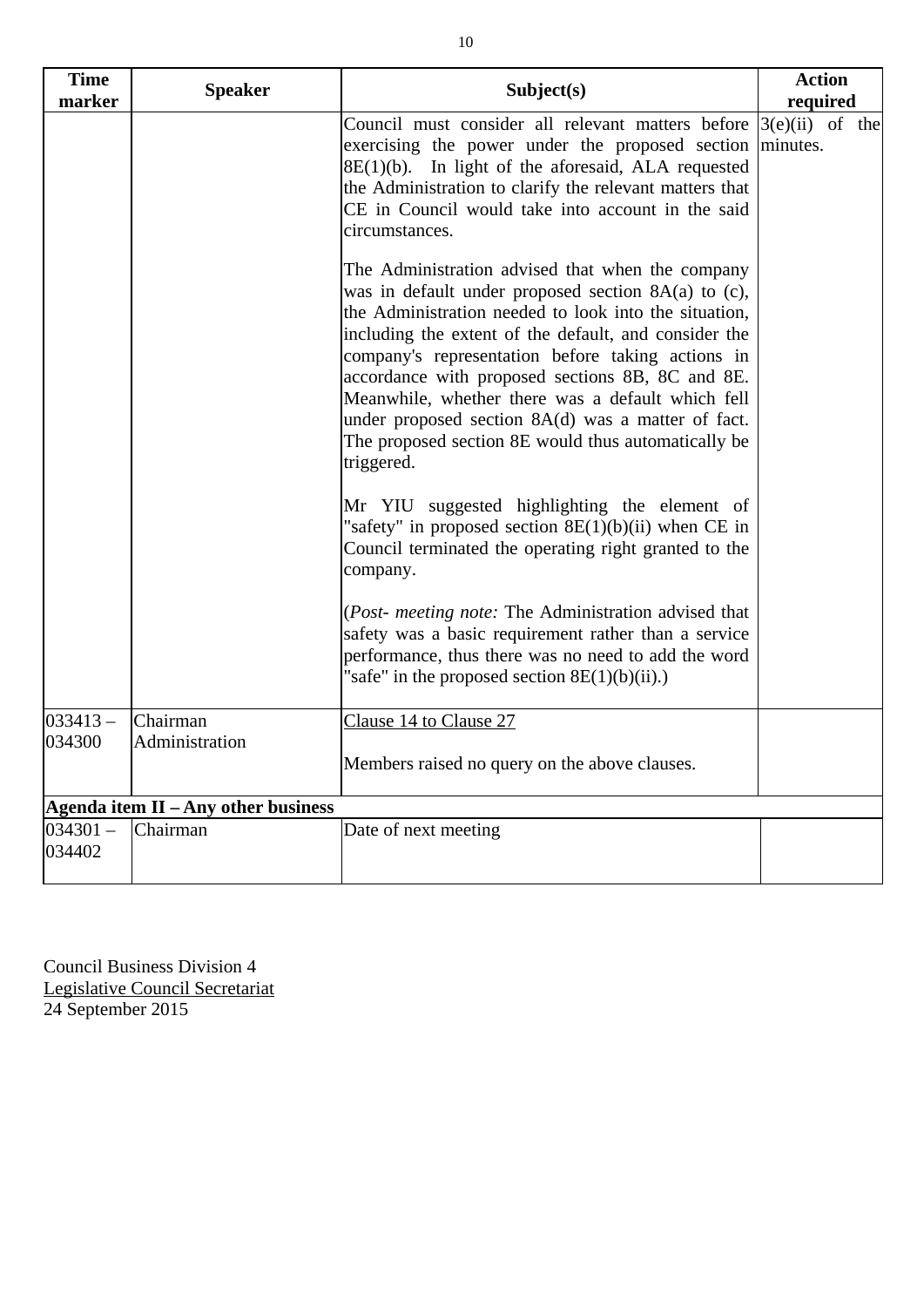| Time marker | Speaker | Subject(s) | Action required |
|---|---|---|---|
| | | Council must consider all relevant matters before exercising the power under the proposed section 8E(1)(b). In light of the aforesaid, ALA requested the Administration to clarify the relevant matters that CE in Council would take into account in the said circumstances.<br><br>The Administration advised that when the company was in default under proposed section 8A(a) to (c), the Administration needed to look into the situation, including the extent of the default, and consider the company's representation before taking actions in accordance with proposed sections 8B, 8C and 8E. Meanwhile, whether there was a default which fell under proposed section 8A(d) was a matter of fact. The proposed section 8E would thus automatically be triggered.<br><br>Mr YIU suggested highlighting the element of "safety" in proposed section 8E(1)(b)(ii) when CE in Council terminated the operating right granted to the company.<br><br>(*Post- meeting note:* The Administration advised that safety was a basic requirement rather than a service performance, thus there was no need to add the word "safe" in the proposed section 8E(1)(b)(ii).) | 3(e)(ii) of the minutes. |
| 033413 – 034300 | Chairman<br>Administration | Clause 14 to Clause 27<br><br>Members raised no query on the above clauses. | |
| **Agenda item II – Any other business** | | | |
| 034301 – 034402 | Chairman | Date of next meeting | |

Council Business Division 4
Legislative Council Secretariat
24 September 2015